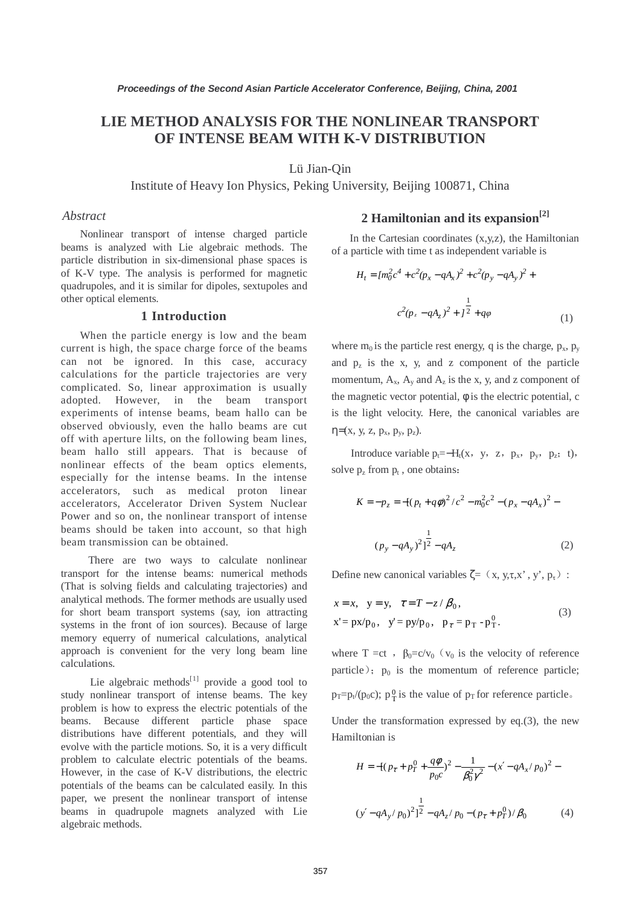*Proceedings of the Second Asian Particle Accelerator Conference, Beijing, China, 2001*

# LIE METHOD ANALYSIS FOR THE NONLINEAR TRANSPORT OF INTENSE BEAM WITH K-V DISTRIBUTION

Lü Jian-Qin

Institute of Heavy Ion Physics, Peking University, Beijing 100871, China

### *Abstract*

Nonlinear transport of intense charged particle beams is analyzed with Lie algebraic methods. The particle distribution in six-dimensional phase spaces is of K-V type. The analysis is performed for magnetic quadrupoles, and it is similar for dipoles, sextupoles and other optical elements.

## 1 Introduction

When the particle energy is low and the beam current is high, the space charge force of the beams can not be ignored. In this case, accuracy calculations for the particle trajectories are very complicated. So, linear approximation is usually adopted. However, in the beam transport experiments of intense beams, beam hallo can be observed obviously, even the hallo beams are cut off with aperture lilts, on the following beam lines, beam hallo still appears. That is because of nonlinear effects of the beam optics elements, especially for the intense beams. In the intense accelerators, such as medical proton linear accelerators, Accelerator Driven System Nuclear Power and so on, the nonlinear transport of intense beams should be taken into account, so that high beam transmission can be obtained.

There are two ways to calculate nonlinear transport for the intense beams: numerical methods (That is solving fields and calculating trajectories) and analytical methods. The former methods are usually used for short beam transport systems (say, ion attracting systems in the front of ion sources). Because of large memory equerry of numerical calculations, analytical approach is convenient for the very long beam line calculations.

Lie algebraic methods[1] provide a good tool to study nonlinear transport of intense beams. The key problem is how to express the electric potentials of the beams. Because different particle phase space distributions have different potentials, and they will evolve with the particle motions. So, it is a very difficult problem to calculate electric potentials of the beams. However, in the case of K-V distributions, the electric potentials of the beams can be calculated easily. In this paper, we present the nonlinear transport of intense beams in quadrupole magnets analyzed with Lie algebraic methods.

## 2 Hamiltonian and its expansion[2]

In the Cartesian coordinates (x,y,z), the Hamiltonian of a particle with time t as independent variable is

$$H_t = [m_0^2c^4 + c^2(p_x - qA_x)^2 + c^2(p_y - qA_y)^2 + c^2(p_z - qA_z)^2 + ]^{\frac{1}{2}} + q\varphi \tag{1}$$

where $m_0$ is the particle rest energy, q is the charge, $p_x$, $p_y$ and $p_z$ is the x, y, and z component of the particle momentum, $A_x$, $A_y$ and $A_z$ is the x, y, and z component of the magnetic vector potential, φ is the electric potential, c is the light velocity. Here, the canonical variables are $\eta$=(x, y, z, $p_x$, $p_y$, $p_z$).

Introduce variable $p_t = -H_t$(x，y，z，$p_x$，$p_y$，$p_z$；t)，solve $p_z$ from $p_t$ , one obtains：

$$K = -p_z = -[(p_t + q\phi)^2/c^2 - m_0^2c^2 - (p_x - qA_x)^2 - (p_y - qA_y)^2]^{\frac{1}{2}} - qA_z \tag{2}$$

Define new canonical variables $\zeta$=（x, y,τ,x' , y', $p_\tau$）:

$$x = x,\quad y = y,\quad \tau = T - z/\beta_0,$$
$$x' = p_x/p_0,\quad y' = p_y/p_0,\quad p_\tau = p_T - p_T^0. \tag{3}$$

where T =ct ，$\beta_0 = c/v_0$（$v_0$ is the velocity of reference particle）；$p_0$ is the momentum of reference particle; $p_T = p_t/(p_0c)$; $p_T^0$ is the value of $p_T$ for reference particle。

Under the transformation expressed by eq.(3), the new Hamiltonian is

$$H = -[(p_\tau + p_T^0 + \frac{q\phi}{p_0c})^2 - \frac{1}{\beta_0^2\gamma^2} - (x' - qA_x/p_0)^2 - (y' - qA_y/p_0)^2]^{\frac{1}{2}} - qA_z/p_0 - (p_\tau + p_T^0)/\beta_0 \tag{4}$$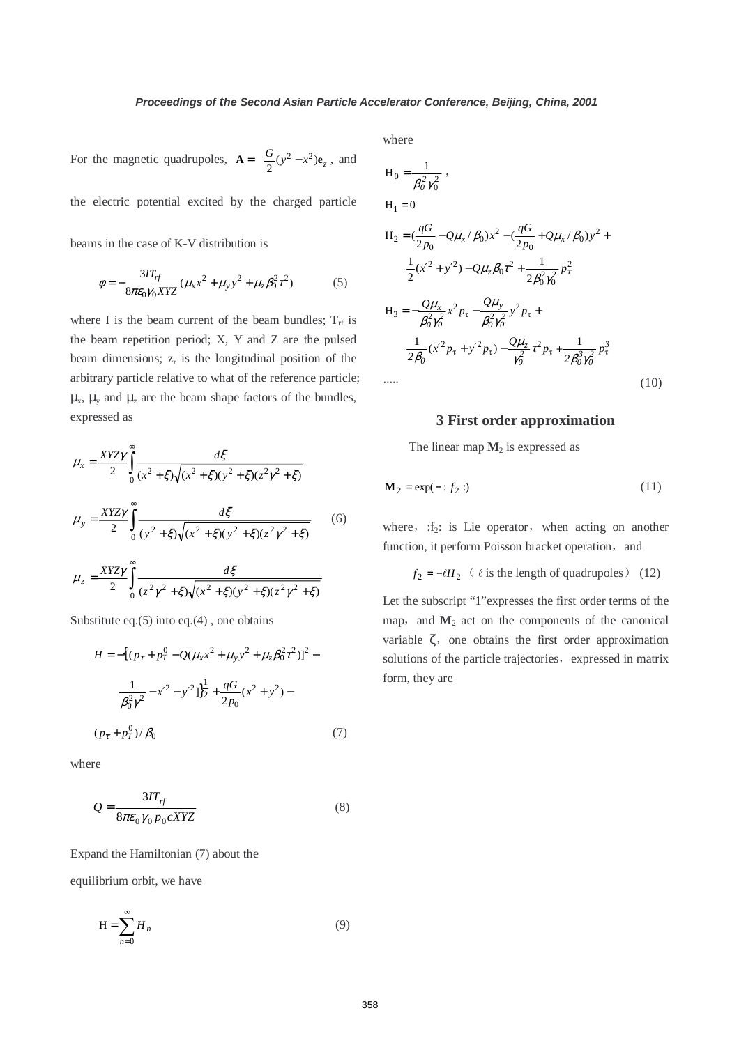For the magnetic quadrupoles, $\mathbf{A} = \frac{G}{2}(y^2 - x^2)\mathbf{e}_z$, and the electric potential excited by the charged particle beams in the case of K-V distribution is

$$\varphi = -\frac{3IT_{rf}}{8\pi\varepsilon_0\gamma_0 XYZ}(\mu_x x^2 + \mu_y y^2 + \mu_z \beta_0^2 \tau^2) \tag{5}$$

where I is the beam current of the beam bundles; $T_{rf}$ is the beam repetition period; X, Y and Z are the pulsed beam dimensions; $z_r$ is the longitudinal position of the arbitrary particle relative to what of the reference particle; $\mu_x$, $\mu_y$ and $\mu_z$ are the beam shape factors of the bundles, expressed as

$$\mu_x = \frac{XYZ\gamma}{2}\int_0^\infty \frac{d\xi}{(x^2+\xi)\sqrt{(x^2+\xi)(y^2+\xi)(z^2\gamma^2+\xi)}}$$

$$\mu_y = \frac{XYZ\gamma}{2}\int_0^\infty \frac{d\xi}{(y^2+\xi)\sqrt{(x^2+\xi)(y^2+\xi)(z^2\gamma^2+\xi)}} \tag{6}$$

$$\mu_z = \frac{XYZ\gamma}{2}\int_0^\infty \frac{d\xi}{(z^2\gamma^2+\xi)\sqrt{(x^2+\xi)(y^2+\xi)(z^2\gamma^2+\xi)}}$$

Substitute eq.(5) into eq.(4) , one obtains

$$H = -\left\{[(p_\tau + p_T^0 - Q(\mu_x x^2 + \mu_y y^2 + \mu_z \beta_0^2 \tau^2)]^2 - \frac{1}{\beta_0^2\gamma^2} - x'^2 - y'^2]\right\}^{\frac{1}{2}} + \frac{qG}{2p_0}(x^2+y^2) - (p_\tau + p_T^0)/\beta_0 \tag{7}$$

where

$$Q = \frac{3IT_{rf}}{8\pi\varepsilon_0\gamma_0 p_0 cXYZ} \tag{8}$$

Expand the Hamiltonian (7) about the equilibrium orbit, we have

$$\mathrm{H} = \sum_{n=0}^\infty H_n \tag{9}$$

where

$$\mathrm{H}_0 = \frac{1}{\beta_0^2\gamma_0^2},$$

$$\mathrm{H}_1 = 0$$

$$\mathrm{H}_2 = (\frac{qG}{2p_0} - Q\mu_x/\beta_0)x^2 - (\frac{qG}{2p_0} + Q\mu_x/\beta_0)y^2 + \frac{1}{2}(x'^2 + y'^2) - Q\mu_z\beta_0\tau^2 + \frac{1}{2\beta_0^2\gamma_0^2}p_\tau^2$$

$$\mathrm{H}_3 = -\frac{Q\mu_x}{\beta_0^2\gamma_0^2}x^2 p_\tau - \frac{Q\mu_y}{\beta_0^2\gamma_0^2}y^2 p_\tau + \frac{1}{2\beta_0}(x'^2 p_\tau + y'^2 p_\tau) - \frac{Q\mu_z}{\gamma_0^2}\tau^2 p_\tau + \frac{1}{2\beta_0^3\gamma_0^2}p_\tau^3$$

$$\ldots\ldots \tag{10}$$

## 3 First order approximation

The linear map $\mathbf{M}_2$ is expressed as

$$\mathbf{M}_2 = \exp(-:f_2:) \tag{11}$$

where, $:f_2:$ is Lie operator, when acting on another function, it perform Poisson bracket operation, and

$$f_2 = -\ell H_2 \quad (\ \ell \text{ is the length of quadrupoles}) \tag{12}$$

Let the subscript "1"expresses the first order terms of the map, and $\mathbf{M}_2$ act on the components of the canonical variable $\zeta$, one obtains the first order approximation solutions of the particle trajectories, expressed in matrix form, they are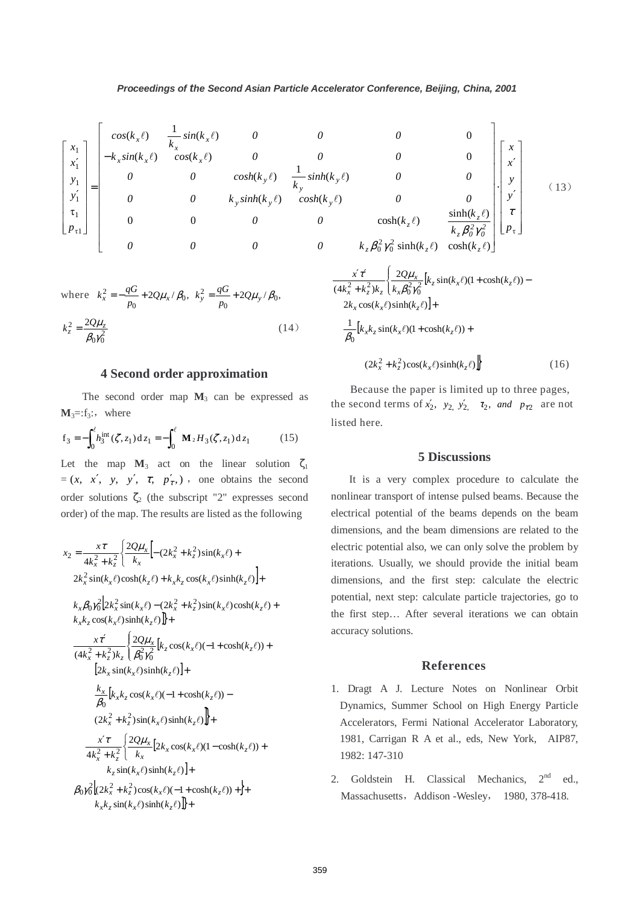$$
\begin{bmatrix} x_1 \\ x_1' \\ y_1 \\ y_1' \\ \tau_1 \\ p_{\tau 1} \end{bmatrix} = \begin{bmatrix} \cos(k_x \ell) & \frac{1}{k_x}\sin(k_x \ell) & 0 & 0 & 0 & 0 \\ -k_x \sin(k_x \ell) & \cos(k_x \ell) & 0 & 0 & 0 & 0 \\ 0 & 0 & \cosh(k_y \ell) & \frac{1}{k_y}\sinh(k_y \ell) & 0 & 0 \\ 0 & 0 & k_y \sinh(k_y \ell) & \cosh(k_y \ell) & 0 & 0 \\ 0 & 0 & 0 & 0 & \cosh(k_z \ell) & \frac{\sinh(k_z \ell)}{k_z \beta_0^2 \gamma_0^2} \\ 0 & 0 & 0 & 0 & k_z \beta_0^2 \gamma_0^2 \sinh(k_z \ell) & \cosh(k_z \ell) \end{bmatrix} \cdot \begin{bmatrix} x \\ x' \\ y \\ y' \\ \tau \\ p_\tau \end{bmatrix} \qquad (13)
$$

where $k_x^2 = -\frac{qG}{p_0} + 2Q\mu_x / \beta_0$, $k_y^2 = \frac{qG}{p_0} + 2Q\mu_y / \beta_0$,

$$
k_z^2 = \frac{2Q\mu_z}{\beta_0 \gamma_0^2} \qquad (14)
$$

## 4 Second order approximation

The second order map $\mathbf{M}_3$ can be expressed as $\mathbf{M}_3 = :f_3:$, where

$$
f_3 = -\int_0^{\ell} h_3^{\text{int}}(\zeta, z_1)\,dz_1 = -\int_0^{\ell} \mathbf{M}_2 H_3(\zeta, z_1)\,dz_1 \qquad (15)
$$

Let the map $\mathbf{M}_3$ act on the linear solution $\zeta_1 = (x,\ x',\ y,\ y',\ \tau,\ p_\tau')$, one obtains the second order solutions $\zeta_2$ (the subscript "2" expresses second order) of the map. The results are listed as the following

$$
\begin{aligned}
x_2 = {} & \frac{x\tau}{4k_x^2 + k_z^2}\Big\{\frac{2Q\mu_x}{k_x}\Big[-(2k_x^2 + k_z^2)\sin(k_x\ell) + \\
& 2k_x^2 \sin(k_x\ell)\cosh(k_z\ell) + k_x k_z \cos(k_x\ell)\sinh(k_z\ell)\Big] + \\
& k_x \beta_0 \gamma_0^2 \Big[2k_x^2 \sin(k_x\ell) - (2k_x^2 + k_z^2)\sin(k_x\ell)\cosh(k_z\ell) + \\
& k_x k_z \cos(k_x\ell)\sinh(k_z\ell)\Big]\Big\} + \\
& \frac{x\tau'}{(4k_x^2 + k_z^2)k_z}\Big\{\frac{2Q\mu_x}{\beta_0^2\gamma_0^2}\Big[k_z \cos(k_x\ell)(-1 + \cosh(k_z\ell)) + \\
& \Big[2k_x \sin(k_x\ell)\sinh(k_z\ell)\Big] + \\
& \frac{k_x}{\beta_0}\Big[k_x k_z \cos(k_x\ell)(-1 + \cosh(k_z\ell)) - \\
& (2k_x^2 + k_z^2)\sin(k_x\ell)\sinh(k_z\ell)\Big]\Big\} + \\
& \frac{x'\tau}{4k_x^2 + k_z^2}\Big\{\frac{2Q\mu_x}{k_x}\Big[2k_x \cos(k_x\ell)(1 - \cosh(k_z\ell)) + \\
& k_z \sin(k_x\ell)\sinh(k_z\ell)\Big] + \\
& \beta_0\gamma_0^2\Big[(2k_x^2 + k_z^2)\cos(k_x\ell)(-1 + \cosh(k_z\ell)) + \Big\} + \\
& k_x k_z \sin(k_x\ell)\sinh(k_z\ell)\Big]\Big\} +
\end{aligned}
$$

$$
\begin{aligned}
& \frac{x'\tau'}{(4k_x^2 + k_z^2)k_z}\Big\{\frac{2Q\mu_x}{k_x\beta_0^2\gamma_0^2}\Big[k_z \sin(k_x\ell)(1 + \cosh(k_z\ell)) - \\
& 2k_x \cos(k_x\ell)\sinh(k_z\ell)\Big] + \\
& \frac{1}{\beta_0}\Big[k_x k_z \sin(k_x\ell)(1 + \cosh(k_z\ell)) + \\
& (2k_x^2 + k_z^2)\cos(k_x\ell)\sinh(k_z\ell)\Big]\Big\}
\end{aligned} \qquad (16)
$$

Because the paper is limited up to three pages, the second terms of $x_2'$, $y_2$, $y_2'$, $\tau_2$, *and* $p_{\tau 2}$ are not listed here.

## 5 Discussions

It is a very complex procedure to calculate the nonlinear transport of intense pulsed beams. Because the electrical potential of the beams depends on the beam dimensions, and the beam dimensions are related to the electric potential also, we can only solve the problem by iterations. Usually, we should provide the initial beam dimensions, and the first step: calculate the electric potential, next step: calculate particle trajectories, go to the first step… After several iterations we can obtain accuracy solutions.

## References

1. Dragt A J. Lecture Notes on Nonlinear Orbit Dynamics, Summer School on High Energy Particle Accelerators, Fermi National Accelerator Laboratory, 1981, Carrigan R A et al., eds, New York, AIP87, 1982: 147-310
2. Goldstein H. Classical Mechanics, 2nd ed., Massachusetts，Addison-Wesley， 1980, 378-418.